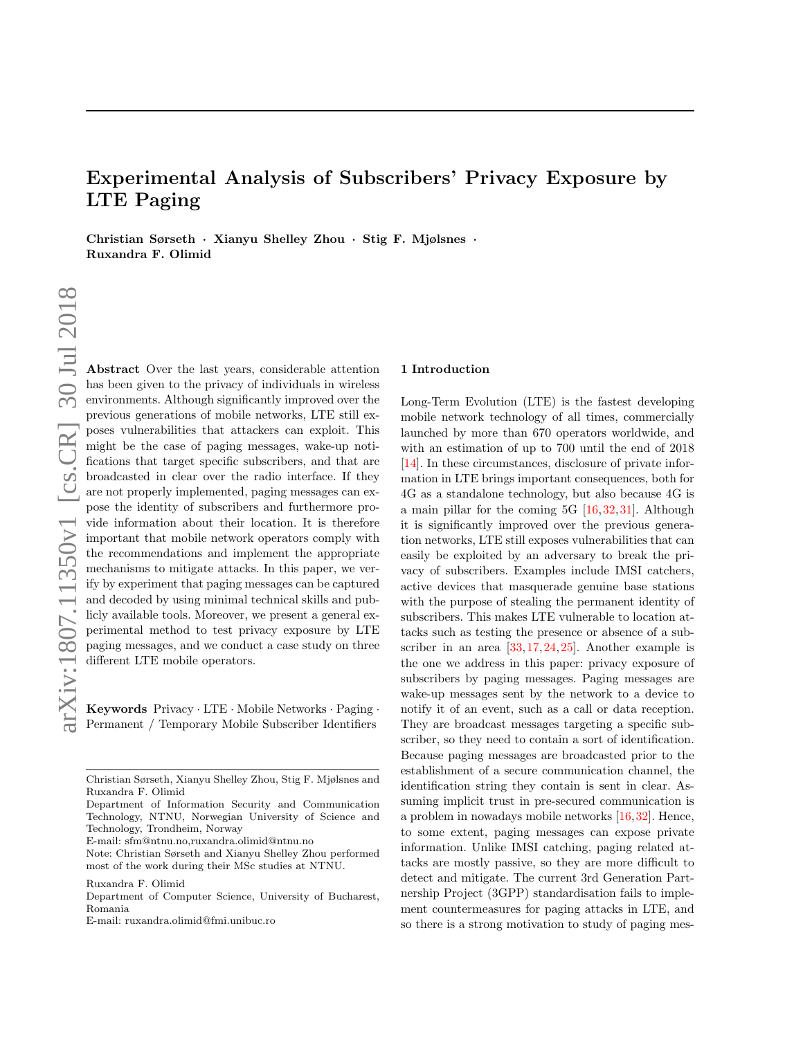# Experimental Analysis of Subscribers' Privacy Exposure by LTE Paging

**Christian Sørseth · Xianyu Shelley Zhou · Stig F. Mjølsnes · Ruxandra F. Olimid**

**Abstract** Over the last years, considerable attention has been given to the privacy of individuals in wireless environments. Although significantly improved over the previous generations of mobile networks, LTE still exposes vulnerabilities that attackers can exploit. This might be the case of paging messages, wake-up notifications that target specific subscribers, and that are broadcasted in clear over the radio interface. If they are not properly implemented, paging messages can expose the identity of subscribers and furthermore provide information about their location. It is therefore important that mobile network operators comply with the recommendations and implement the appropriate mechanisms to mitigate attacks. In this paper, we verify by experiment that paging messages can be captured and decoded by using minimal technical skills and publicly available tools. Moreover, we present a general experimental method to test privacy exposure by LTE paging messages, and we conduct a case study on three different LTE mobile operators.

**Keywords** Privacy · LTE · Mobile Networks · Paging · Permanent / Temporary Mobile Subscriber Identifiers

Christian Sørseth, Xianyu Shelley Zhou, Stig F. Mjølsnes and Ruxandra F. Olimid
Department of Information Security and Communication Technology, NTNU, Norwegian University of Science and Technology, Trondheim, Norway
E-mail: sfm@ntnu.no,ruxandra.olimid@ntnu.no
Note: Christian Sørseth and Xianyu Shelley Zhou performed most of the work during their MSc studies at NTNU.

Ruxandra F. Olimid
Department of Computer Science, University of Bucharest, Romania
E-mail: ruxandra.olimid@fmi.unibuc.ro

## 1 Introduction

Long-Term Evolution (LTE) is the fastest developing mobile network technology of all times, commercially launched by more than 670 operators worldwide, and with an estimation of up to 700 until the end of 2018 [14]. In these circumstances, disclosure of private information in LTE brings important consequences, both for 4G as a standalone technology, but also because 4G is a main pillar for the coming 5G [16,32,31]. Although it is significantly improved over the previous generation networks, LTE still exposes vulnerabilities that can easily be exploited by an adversary to break the privacy of subscribers. Examples include IMSI catchers, active devices that masquerade genuine base stations with the purpose of stealing the permanent identity of subscribers. This makes LTE vulnerable to location attacks such as testing the presence or absence of a subscriber in an area [33,17,24,25]. Another example is the one we address in this paper: privacy exposure of subscribers by paging messages. Paging messages are wake-up messages sent by the network to a device to notify it of an event, such as a call or data reception. They are broadcast messages targeting a specific subscriber, so they need to contain a sort of identification. Because paging messages are broadcasted prior to the establishment of a secure communication channel, the identification string they contain is sent in clear. Assuming implicit trust in pre-secured communication is a problem in nowadays mobile networks [16,32]. Hence, to some extent, paging messages can expose private information. Unlike IMSI catching, paging related attacks are mostly passive, so they are more difficult to detect and mitigate. The current 3rd Generation Partnership Project (3GPP) standardisation fails to implement countermeasures for paging attacks in LTE, and so there is a strong motivation to study of paging mes-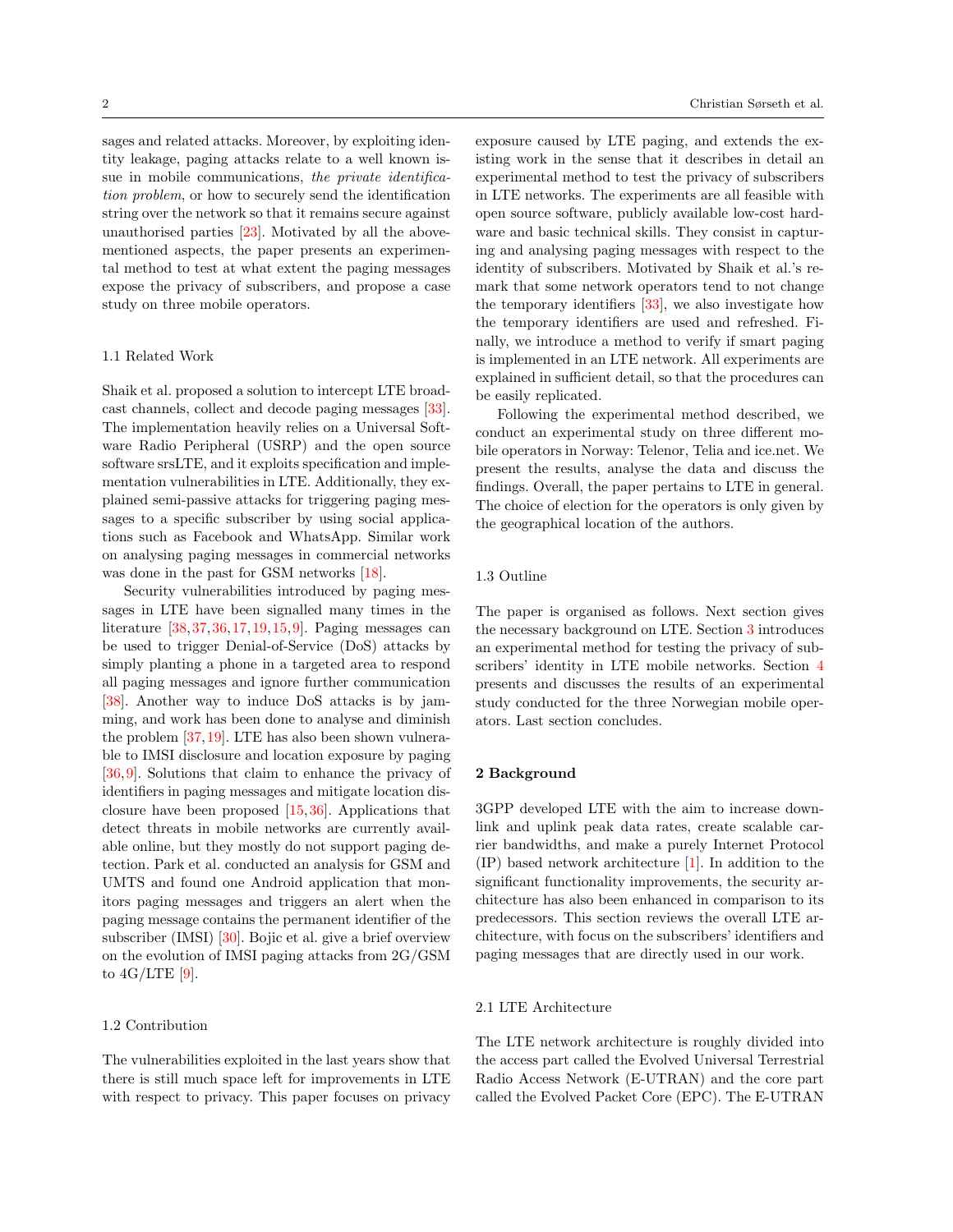sages and related attacks. Moreover, by exploiting identity leakage, paging attacks relate to a well known issue in mobile communications, *the private identification problem*, or how to securely send the identification string over the network so that it remains secure against unauthorised parties [23]. Motivated by all the above-mentioned aspects, the paper presents an experimental method to test at what extent the paging messages expose the privacy of subscribers, and propose a case study on three mobile operators.

### 1.1 Related Work

Shaik et al. proposed a solution to intercept LTE broadcast channels, collect and decode paging messages [33]. The implementation heavily relies on a Universal Software Radio Peripheral (USRP) and the open source software srsLTE, and it exploits specification and implementation vulnerabilities in LTE. Additionally, they explained semi-passive attacks for triggering paging messages to a specific subscriber by using social applications such as Facebook and WhatsApp. Similar work on analysing paging messages in commercial networks was done in the past for GSM networks [18].

Security vulnerabilities introduced by paging messages in LTE have been signalled many times in the literature [38,37,36,17,19,15,9]. Paging messages can be used to trigger Denial-of-Service (DoS) attacks by simply planting a phone in a targeted area to respond all paging messages and ignore further communication [38]. Another way to induce DoS attacks is by jamming, and work has been done to analyse and diminish the problem [37,19]. LTE has also been shown vulnerable to IMSI disclosure and location exposure by paging [36,9]. Solutions that claim to enhance the privacy of identifiers in paging messages and mitigate location disclosure have been proposed [15,36]. Applications that detect threats in mobile networks are currently available online, but they mostly do not support paging detection. Park et al. conducted an analysis for GSM and UMTS and found one Android application that monitors paging messages and triggers an alert when the paging message contains the permanent identifier of the subscriber (IMSI) [30]. Bojic et al. give a brief overview on the evolution of IMSI paging attacks from 2G/GSM to 4G/LTE [9].

### 1.2 Contribution

The vulnerabilities exploited in the last years show that there is still much space left for improvements in LTE with respect to privacy. This paper focuses on privacy exposure caused by LTE paging, and extends the existing work in the sense that it describes in detail an experimental method to test the privacy of subscribers in LTE networks. The experiments are all feasible with open source software, publicly available low-cost hardware and basic technical skills. They consist in capturing and analysing paging messages with respect to the identity of subscribers. Motivated by Shaik et al.'s remark that some network operators tend to not change the temporary identifiers [33], we also investigate how the temporary identifiers are used and refreshed. Finally, we introduce a method to verify if smart paging is implemented in an LTE network. All experiments are explained in sufficient detail, so that the procedures can be easily replicated.

Following the experimental method described, we conduct an experimental study on three different mobile operators in Norway: Telenor, Telia and ice.net. We present the results, analyse the data and discuss the findings. Overall, the paper pertains to LTE in general. The choice of election for the operators is only given by the geographical location of the authors.

### 1.3 Outline

The paper is organised as follows. Next section gives the necessary background on LTE. Section 3 introduces an experimental method for testing the privacy of subscribers' identity in LTE mobile networks. Section 4 presents and discusses the results of an experimental study conducted for the three Norwegian mobile operators. Last section concludes.

## 2 Background

3GPP developed LTE with the aim to increase downlink and uplink peak data rates, create scalable carrier bandwidths, and make a purely Internet Protocol (IP) based network architecture [1]. In addition to the significant functionality improvements, the security architecture has also been enhanced in comparison to its predecessors. This section reviews the overall LTE architecture, with focus on the subscribers' identifiers and paging messages that are directly used in our work.

### 2.1 LTE Architecture

The LTE network architecture is roughly divided into the access part called the Evolved Universal Terrestrial Radio Access Network (E-UTRAN) and the core part called the Evolved Packet Core (EPC). The E-UTRAN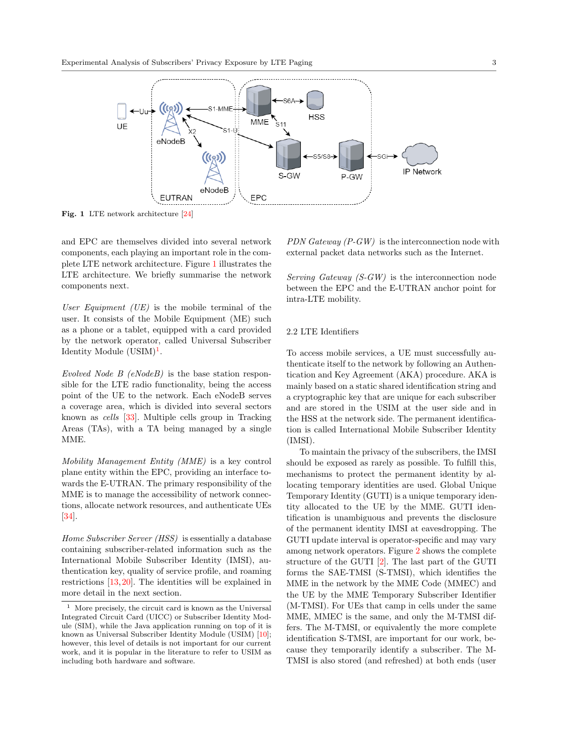**Fig. 1** LTE network architecture [24]

and EPC are themselves divided into several network components, each playing an important role in the complete LTE network architecture. Figure 1 illustrates the LTE architecture. We briefly summarise the network components next.

*User Equipment (UE)* is the mobile terminal of the user. It consists of the Mobile Equipment (ME) such as a phone or a tablet, equipped with a card provided by the network operator, called Universal Subscriber Identity Module (USIM)[1].

*Evolved Node B (eNodeB)* is the base station responsible for the LTE radio functionality, being the access point of the UE to the network. Each eNodeB serves a coverage area, which is divided into several sectors known as *cells* [33]. Multiple cells group in Tracking Areas (TAs), with a TA being managed by a single MME.

*Mobility Management Entity (MME)* is a key control plane entity within the EPC, providing an interface towards the E-UTRAN. The primary responsibility of the MME is to manage the accessibility of network connections, allocate network resources, and authenticate UEs [34].

*Home Subscriber Server (HSS)* is essentially a database containing subscriber-related information such as the International Mobile Subscriber Identity (IMSI), authentication key, quality of service profile, and roaming restrictions [13, 20]. The identities will be explained in more detail in the next section.

*PDN Gateway (P-GW)* is the interconnection node with external packet data networks such as the Internet.

*Serving Gateway (S-GW)* is the interconnection node between the EPC and the E-UTRAN anchor point for intra-LTE mobility.

### 2.2 LTE Identifiers

To access mobile services, a UE must successfully authenticate itself to the network by following an Authentication and Key Agreement (AKA) procedure. AKA is mainly based on a static shared identification string and a cryptographic key that are unique for each subscriber and are stored in the USIM at the user side and in the HSS at the network side. The permanent identification is called International Mobile Subscriber Identity (IMSI).

To maintain the privacy of the subscribers, the IMSI should be exposed as rarely as possible. To fulfill this, mechanisms to protect the permanent identity by allocating temporary identities are used. Global Unique Temporary Identity (GUTI) is a unique temporary identity allocated to the UE by the MME. GUTI identification is unambiguous and prevents the disclosure of the permanent identity IMSI at eavesdropping. The GUTI update interval is operator-specific and may vary among network operators. Figure 2 shows the complete structure of the GUTI [2]. The last part of the GUTI forms the SAE-TMSI (S-TMSI), which identifies the MME in the network by the MME Code (MMEC) and the UE by the MME Temporary Subscriber Identifier (M-TMSI). For UEs that camp in cells under the same MME, MMEC is the same, and only the M-TMSI differs. The M-TMSI, or equivalently the more complete identification S-TMSI, are important for our work, because they temporarily identify a subscriber. The M-TMSI is also stored (and refreshed) at both ends (user

---

[1] More precisely, the circuit card is known as the Universal Integrated Circuit Card (UICC) or Subscriber Identity Module (SIM), while the Java application running on top of it is known as Universal Subscriber Identity Module (USIM) [10]; however, this level of details is not important for our current work, and it is popular in the literature to refer to USIM as including both hardware and software.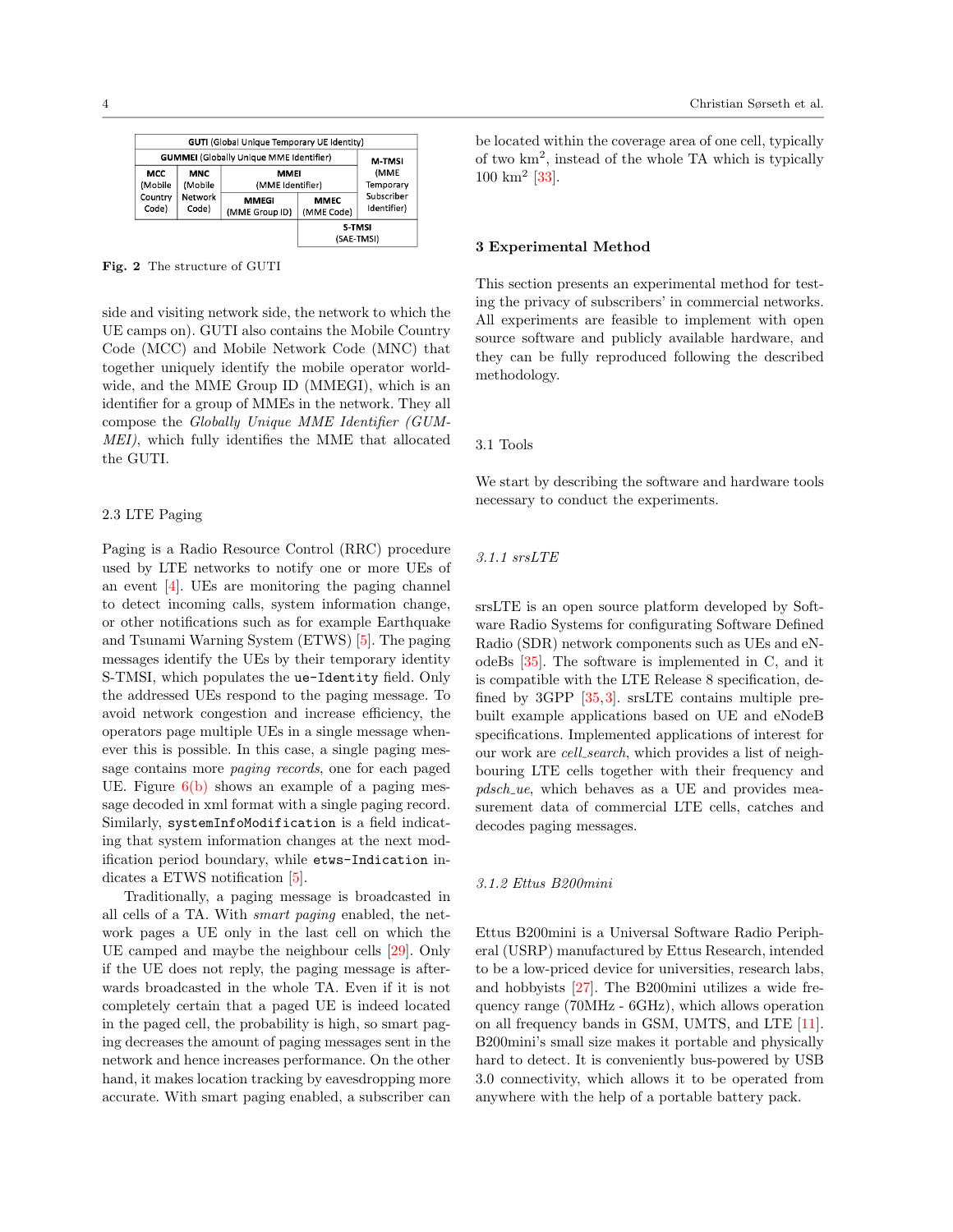| GUTI (Global Unique Temporary UE Identity) | | | | |
|---|---|---|---|---|
| GUMMEI (Globally Unique MME Identifier) | | | | M-TMSI (MME Temporary Subscriber Identifier) |
| MCC (Mobile Country Code) | MNC (Mobile Network Code) | MMEI (MME Identifier) | | |
| | | MMEGI (MME Group ID) | MMEC (MME Code) | |
| | | | S-TMSI (SAE-TMSI) | |

**Fig. 2** The structure of GUTI

side and visiting network side, the network to which the UE camps on). GUTI also contains the Mobile Country Code (MCC) and Mobile Network Code (MNC) that together uniquely identify the mobile operator worldwide, and the MME Group ID (MMEGI), which is an identifier for a group of MMEs in the network. They all compose the *Globally Unique MME Identifier (GUMMEI)*, which fully identifies the MME that allocated the GUTI.

### 2.3 LTE Paging

Paging is a Radio Resource Control (RRC) procedure used by LTE networks to notify one or more UEs of an event [4]. UEs are monitoring the paging channel to detect incoming calls, system information change, or other notifications such as for example Earthquake and Tsunami Warning System (ETWS) [5]. The paging messages identify the UEs by their temporary identity S-TMSI, which populates the `ue-Identity` field. Only the addressed UEs respond to the paging message. To avoid network congestion and increase efficiency, the operators page multiple UEs in a single message whenever this is possible. In this case, a single paging message contains more *paging records*, one for each paged UE. Figure 6(b) shows an example of a paging message decoded in xml format with a single paging record. Similarly, `systemInfoModification` is a field indicating that system information changes at the next modification period boundary, while `etws-Indication` indicates a ETWS notification [5].

Traditionally, a paging message is broadcasted in all cells of a TA. With *smart paging* enabled, the network pages a UE only in the last cell on which the UE camped and maybe the neighbour cells [29]. Only if the UE does not reply, the paging message is afterwards broadcasted in the whole TA. Even if it is not completely certain that a paged UE is indeed located in the paged cell, the probability is high, so smart paging decreases the amount of paging messages sent in the network and hence increases performance. On the other hand, it makes location tracking by eavesdropping more accurate. With smart paging enabled, a subscriber can be located within the coverage area of one cell, typically of two km$^2$, instead of the whole TA which is typically 100 km$^2$ [33].

## 3 Experimental Method

This section presents an experimental method for testing the privacy of subscribers' in commercial networks. All experiments are feasible to implement with open source software and publicly available hardware, and they can be fully reproduced following the described methodology.

### 3.1 Tools

We start by describing the software and hardware tools necessary to conduct the experiments.

#### *3.1.1 srsLTE*

srsLTE is an open source platform developed by Software Radio Systems for configurating Software Defined Radio (SDR) network components such as UEs and eNodeBs [35]. The software is implemented in C, and it is compatible with the LTE Release 8 specification, defined by 3GPP [35,3]. srsLTE contains multiple prebuilt example applications based on UE and eNodeB specifications. Implemented applications of interest for our work are *cell_search*, which provides a list of neighbouring LTE cells together with their frequency and *pdsch_ue*, which behaves as a UE and provides measurement data of commercial LTE cells, catches and decodes paging messages.

#### *3.1.2 Ettus B200mini*

Ettus B200mini is a Universal Software Radio Peripheral (USRP) manufactured by Ettus Research, intended to be a low-priced device for universities, research labs, and hobbyists [27]. The B200mini utilizes a wide frequency range (70MHz - 6GHz), which allows operation on all frequency bands in GSM, UMTS, and LTE [11]. B200mini's small size makes it portable and physically hard to detect. It is conveniently bus-powered by USB 3.0 connectivity, which allows it to be operated from anywhere with the help of a portable battery pack.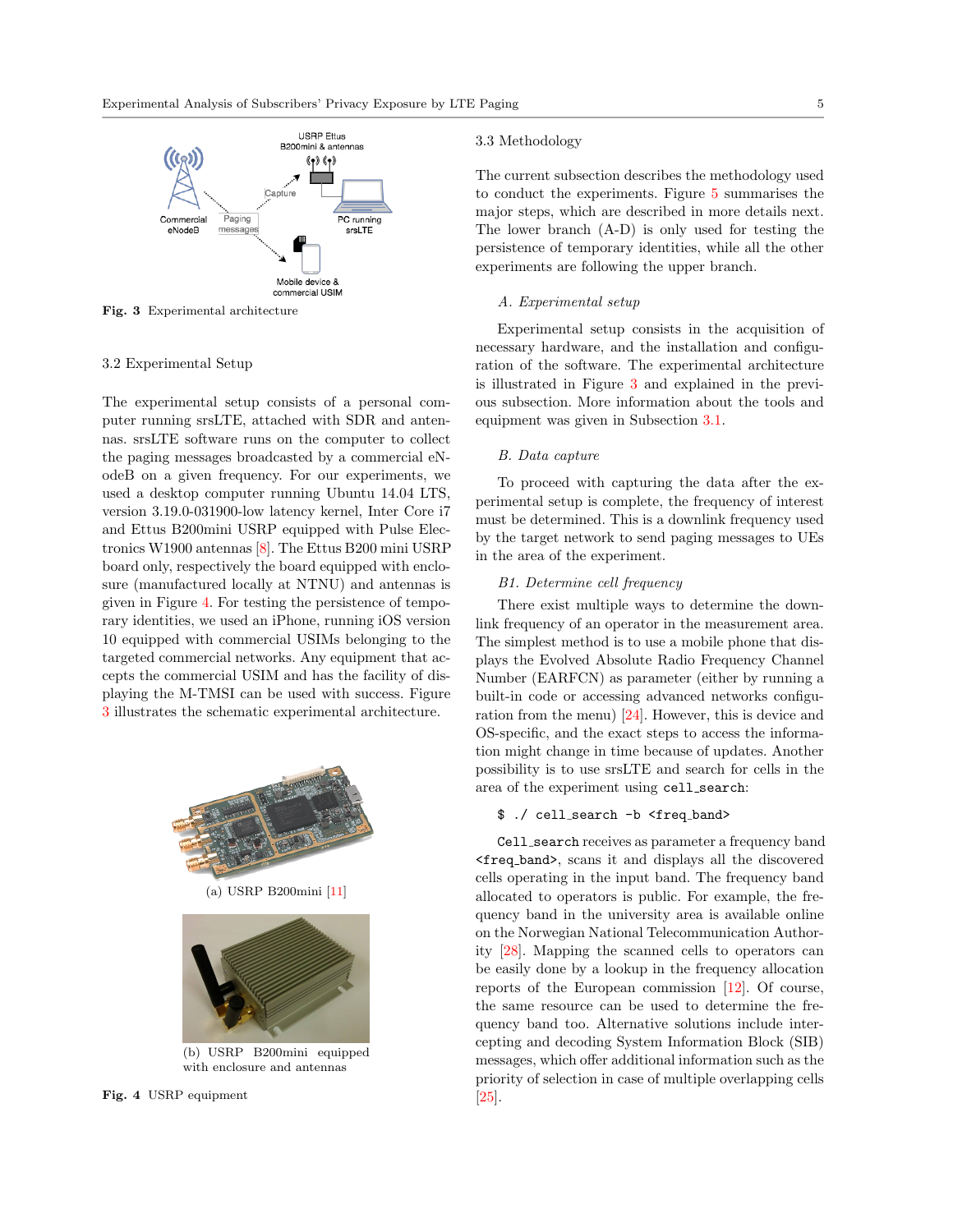Fig. 3 Experimental architecture

## 3.2 Experimental Setup

The experimental setup consists of a personal computer running srsLTE, attached with SDR and antennas. srsLTE software runs on the computer to collect the paging messages broadcasted by a commercial eNodeB on a given frequency. For our experiments, we used a desktop computer running Ubuntu 14.04 LTS, version 3.19.0-031900-low latency kernel, Inter Core i7 and Ettus B200mini USRP equipped with Pulse Electronics W1900 antennas [8]. The Ettus B200 mini USRP board only, respectively the board equipped with enclosure (manufactured locally at NTNU) and antennas is given in Figure 4. For testing the persistence of temporary identities, we used an iPhone, running iOS version 10 equipped with commercial USIMs belonging to the targeted commercial networks. Any equipment that accepts the commercial USIM and has the facility of displaying the M-TMSI can be used with success. Figure 3 illustrates the schematic experimental architecture.

(a) USRP B200mini [11]

(b) USRP B200mini equipped with enclosure and antennas

Fig. 4 USRP equipment

## 3.3 Methodology

The current subsection describes the methodology used to conduct the experiments. Figure 5 summarises the major steps, which are described in more details next. The lower branch (A-D) is only used for testing the persistence of temporary identities, while all the other experiments are following the upper branch.

### *A. Experimental setup*

Experimental setup consists in the acquisition of necessary hardware, and the installation and configuration of the software. The experimental architecture is illustrated in Figure 3 and explained in the previous subsection. More information about the tools and equipment was given in Subsection 3.1.

### *B. Data capture*

To proceed with capturing the data after the experimental setup is complete, the frequency of interest must be determined. This is a downlink frequency used by the target network to send paging messages to UEs in the area of the experiment.

#### *B1. Determine cell frequency*

There exist multiple ways to determine the downlink frequency of an operator in the measurement area. The simplest method is to use a mobile phone that displays the Evolved Absolute Radio Frequency Channel Number (EARFCN) as parameter (either by running a built-in code or accessing advanced networks configuration from the menu) [24]. However, this is device and OS-specific, and the exact steps to access the information might change in time because of updates. Another possibility is to use srsLTE and search for cells in the area of the experiment using `cell_search`:

```
$ ./ cell_search -b <freq_band>
```

`Cell_search` receives as parameter a frequency band `<freq_band>`, scans it and displays all the discovered cells operating in the input band. The frequency band allocated to operators is public. For example, the frequency band in the university area is available online on the Norwegian National Telecommunication Authority [28]. Mapping the scanned cells to operators can be easily done by a lookup in the frequency allocation reports of the European commission [12]. Of course, the same resource can be used to determine the frequency band too. Alternative solutions include intercepting and decoding System Information Block (SIB) messages, which offer additional information such as the priority of selection in case of multiple overlapping cells [25].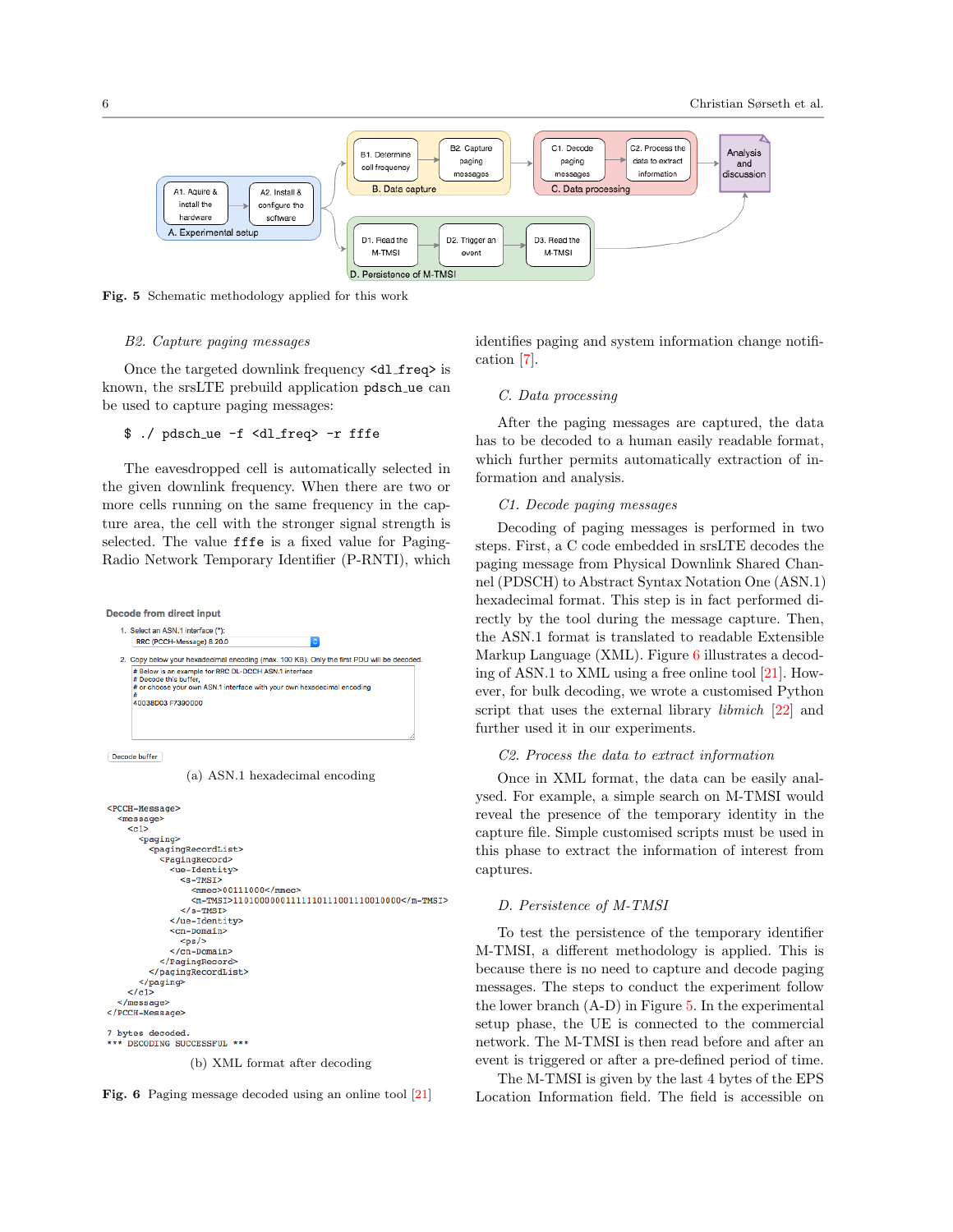Fig. 5 Schematic methodology applied for this work

*B2. Capture paging messages*

Once the targeted downlink frequency `<dl_freq>` is known, the srsLTE prebuild application `pdsch_ue` can be used to capture paging messages:

```
$ ./ pdsch_ue -f <dl_freq> -r fffe
```

The eavesdropped cell is automatically selected in the given downlink frequency. When there are two or more cells running on the same frequency in the capture area, the cell with the stronger signal strength is selected. The value `fffe` is a fixed value for Paging-Radio Network Temporary Identifier (P-RNTI), which identifies paging and system information change notification [7].

Decode from direct input

1. Select an ASN.1 interface (*):
   RRC (PCCH-Message) 8.20.0
2. Copy below your hexadecimal encoding (max. 100 KB). Only the first PDU will be decoded.

```
# Below is an example for RRC DL-DCCH ASN.1 interface
# Decode this buffer,
# or choose your own ASN.1 interface with your own hexadecimal encoding
#
40038D03 F7390000
```

Decode buffer

(a) ASN.1 hexadecimal encoding

```
<PCCH-Message>
  <message>
    <c1>
      <paging>
        <pagingRecordList>
          <PagingRecord>
            <ue-Identity>
              <s-TMSI>
                <mmec>00111000</mmec>
                <m-TMSI>11010000001111111011100111001000</m-TMSI>
              </s-TMSI>
            </ue-Identity>
            <cn-Domain>
              <ps/>
            </cn-Domain>
          </PagingRecord>
        </pagingRecordList>
      </paging>
    </c1>
  </message>
</PCCH-Message>

7 bytes decoded.
*** DECODING SUCCESSFUL ***
```

(b) XML format after decoding

Fig. 6 Paging message decoded using an online tool [21]

*C. Data processing*

After the paging messages are captured, the data has to be decoded to a human easily readable format, which further permits automatically extraction of information and analysis.

*C1. Decode paging messages*

Decoding of paging messages is performed in two steps. First, a C code embedded in srsLTE decodes the paging message from Physical Downlink Shared Channel (PDSCH) to Abstract Syntax Notation One (ASN.1) hexadecimal format. This step is in fact performed directly by the tool during the message capture. Then, the ASN.1 format is translated to readable Extensible Markup Language (XML). Figure 6 illustrates a decoding of ASN.1 to XML using a free online tool [21]. However, for bulk decoding, we wrote a customised Python script that uses the external library *libmich* [22] and further used it in our experiments.

*C2. Process the data to extract information*

Once in XML format, the data can be easily analysed. For example, a simple search on M-TMSI would reveal the presence of the temporary identity in the capture file. Simple customised scripts must be used in this phase to extract the information of interest from captures.

*D. Persistence of M-TMSI*

To test the persistence of the temporary identifier M-TMSI, a different methodology is applied. This is because there is no need to capture and decode paging messages. The steps to conduct the experiment follow the lower branch (A-D) in Figure 5. In the experimental setup phase, the UE is connected to the commercial network. The M-TMSI is then read before and after an event is triggered or after a pre-defined period of time.

The M-TMSI is given by the last 4 bytes of the EPS Location Information field. The field is accessible on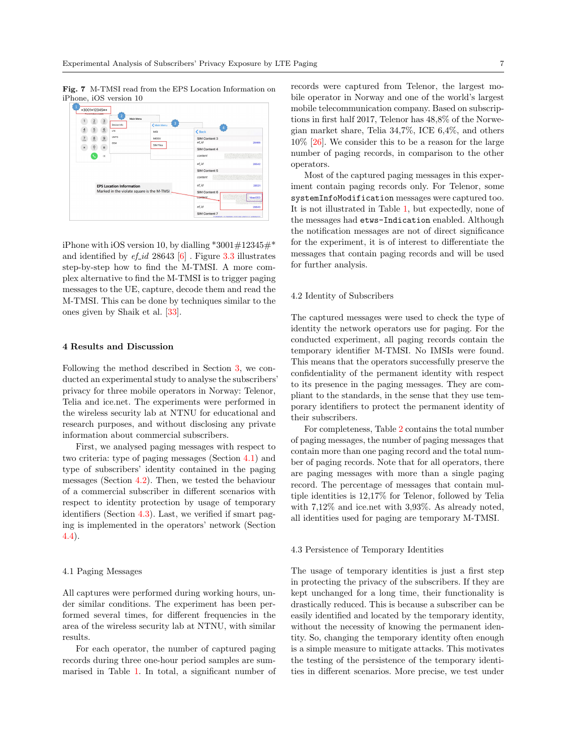**Fig. 7** M-TMSI read from the EPS Location Information on iPhone, iOS version 10

iPhone with iOS version 10, by dialling *3001#12345#* and identified by *ef_id* 28643 [6] . Figure 3.3 illustrates step-by-step how to find the M-TMSI. A more complex alternative to find the M-TMSI is to trigger paging messages to the UE, capture, decode them and read the M-TMSI. This can be done by techniques similar to the ones given by Shaik et al. [33].

## 4 Results and Discussion

Following the method described in Section 3, we conducted an experimental study to analyse the subscribers' privacy for three mobile operators in Norway: Telenor, Telia and ice.net. The experiments were performed in the wireless security lab at NTNU for educational and research purposes, and without disclosing any private information about commercial subscribers.

First, we analysed paging messages with respect to two criteria: type of paging messages (Section 4.1) and type of subscribers' identity contained in the paging messages (Section 4.2). Then, we tested the behaviour of a commercial subscriber in different scenarios with respect to identity protection by usage of temporary identifiers (Section 4.3). Last, we verified if smart paging is implemented in the operators' network (Section 4.4).

### 4.1 Paging Messages

All captures were performed during working hours, under similar conditions. The experiment has been performed several times, for different frequencies in the area of the wireless security lab at NTNU, with similar results.

For each operator, the number of captured paging records during three one-hour period samples are summarised in Table 1. In total, a significant number of records were captured from Telenor, the largest mobile operator in Norway and one of the world's largest mobile telecommunication company. Based on subscriptions in first half 2017, Telenor has 48,8% of the Norwegian market share, Telia 34,7%, ICE 6,4%, and others 10% [26]. We consider this to be a reason for the large number of paging records, in comparison to the other operators.

Most of the captured paging messages in this experiment contain paging records only. For Telenor, some `systemInfoModification` messages were captured too. It is not illustrated in Table 1, but expectedly, none of the messages had `etws-Indication` enabled. Although the notification messages are not of direct significance for the experiment, it is of interest to differentiate the messages that contain paging records and will be used for further analysis.

### 4.2 Identity of Subscribers

The captured messages were used to check the type of identity the network operators use for paging. For the conducted experiment, all paging records contain the temporary identifier M-TMSI. No IMSIs were found. This means that the operators successfully preserve the confidentiality of the permanent identity with respect to its presence in the paging messages. They are compliant to the standards, in the sense that they use temporary identifiers to protect the permanent identity of their subscribers.

For completeness, Table 2 contains the total number of paging messages, the number of paging messages that contain more than one paging record and the total number of paging records. Note that for all operators, there are paging messages with more than a single paging record. The percentage of messages that contain multiple identities is 12,17% for Telenor, followed by Telia with 7,12% and ice.net with 3,93%. As already noted, all identities used for paging are temporary M-TMSI.

### 4.3 Persistence of Temporary Identities

The usage of temporary identities is just a first step in protecting the privacy of the subscribers. If they are kept unchanged for a long time, their functionality is drastically reduced. This is because a subscriber can be easily identified and located by the temporary identity, without the necessity of knowing the permanent identity. So, changing the temporary identity often enough is a simple measure to mitigate attacks. This motivates the testing of the persistence of the temporary identities in different scenarios. More precise, we test under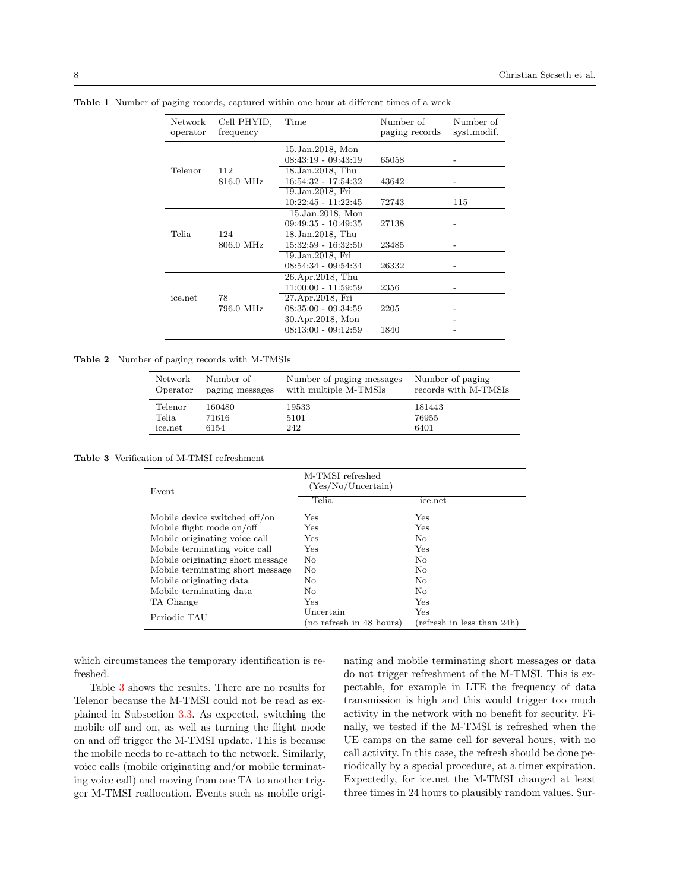**Table 1** Number of paging records, captured within one hour at different times of a week

| Network operator | Cell PHYID, frequency | Time | Number of paging records | Number of syst.modif. |
|---|---|---|---|---|
| Telenor | 112 816.0 MHz | 15.Jan.2018, Mon 08:43:19 - 09:43:19 | 65058 | - |
| | | 18.Jan.2018, Thu 16:54:32 - 17:54:32 | 43642 | - |
| | | 19.Jan.2018, Fri 10:22:45 - 11:22:45 | 72743 | 115 |
| Telia | 124 806.0 MHz | 15.Jan.2018, Mon 09:49:35 - 10:49:35 | 27138 | - |
| | | 18.Jan.2018, Thu 15:32:59 - 16:32:50 | 23485 | - |
| | | 19.Jan.2018, Fri 08:54:34 - 09:54:34 | 26332 | - |
| ice.net | 78 796.0 MHz | 26.Apr.2018, Thu 11:00:00 - 11:59:59 | 2356 | - |
| | | 27.Apr.2018, Fri 08:35:00 - 09:34:59 | 2205 | - |
| | | 30.Apr.2018, Mon 08:13:00 - 09:12:59 | 1840 | - |

**Table 2** Number of paging records with M-TMSIs

| Network Operator | Number of paging messages | Number of paging messages with multiple M-TMSIs | Number of paging records with M-TMSIs |
|---|---|---|---|
| Telenor | 160480 | 19533 | 181443 |
| Telia | 71616 | 5101 | 76955 |
| ice.net | 6154 | 242 | 6401 |

**Table 3** Verification of M-TMSI refreshment

| Event | M-TMSI refreshed (Yes/No/Uncertain) | |
|---|---|---|
| | Telia | ice.net |
| Mobile device switched off/on | Yes | Yes |
| Mobile flight mode on/off | Yes | Yes |
| Mobile originating voice call | Yes | No |
| Mobile terminating voice call | Yes | Yes |
| Mobile originating short message | No | No |
| Mobile terminating short message | No | No |
| Mobile originating data | No | No |
| Mobile terminating data | No | No |
| TA Change | Yes | Yes |
| Periodic TAU | Uncertain (no refresh in 48 hours) | Yes (refresh in less than 24h) |

which circumstances the temporary identification is refreshed.

Table 3 shows the results. There are no results for Telenor because the M-TMSI could not be read as explained in Subsection 3.3. As expected, switching the mobile off and on, as well as turning the flight mode on and off trigger the M-TMSI update. This is because the mobile needs to re-attach to the network. Similarly, voice calls (mobile originating and/or mobile terminating voice call) and moving from one TA to another trigger M-TMSI reallocation. Events such as mobile originating and mobile terminating short messages or data do not trigger refreshment of the M-TMSI. This is expectable, for example in LTE the frequency of data transmission is high and this would trigger too much activity in the network with no benefit for security. Finally, we tested if the M-TMSI is refreshed when the UE camps on the same cell for several hours, with no call activity. In this case, the refresh should be done periodically by a special procedure, at a timer expiration. Expectedly, for ice.net the M-TMSI changed at least three times in 24 hours to plausibly random values. Sur-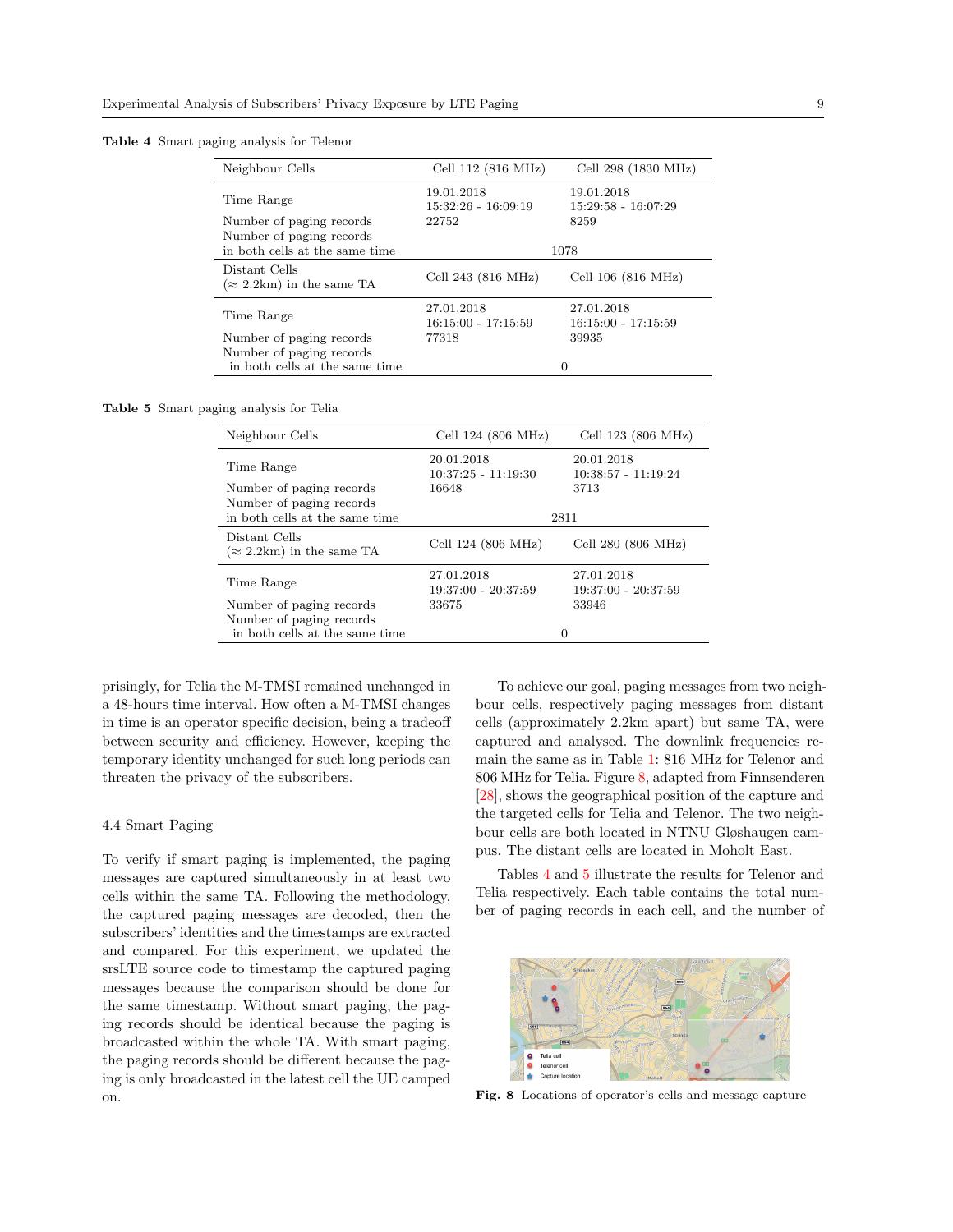**Table 4** Smart paging analysis for Telenor

| Neighbour Cells | Cell 112 (816 MHz) | Cell 298 (1830 MHz) |
|---|---|---|
| Time Range | 19.01.2018 15:32:26 - 16:09:19 | 19.01.2018 15:29:58 - 16:07:29 |
| Number of paging records | 22752 | 8259 |
| Number of paging records in both cells at the same time | 1078 | |
| Distant Cells (≈ 2.2km) in the same TA | Cell 243 (816 MHz) | Cell 106 (816 MHz) |
| Time Range | 27.01.2018 16:15:00 - 17:15:59 | 27.01.2018 16:15:00 - 17:15:59 |
| Number of paging records | 77318 | 39935 |
| Number of paging records in both cells at the same time | 0 | |

**Table 5** Smart paging analysis for Telia

| Neighbour Cells | Cell 124 (806 MHz) | Cell 123 (806 MHz) |
|---|---|---|
| Time Range | 20.01.2018 10:37:25 - 11:19:30 | 20.01.2018 10:38:57 - 11:19:24 |
| Number of paging records | 16648 | 3713 |
| Number of paging records in both cells at the same time | 2811 | |
| Distant Cells (≈ 2.2km) in the same TA | Cell 124 (806 MHz) | Cell 280 (806 MHz) |
| Time Range | 27.01.2018 19:37:00 - 20:37:59 | 27.01.2018 19:37:00 - 20:37:59 |
| Number of paging records | 33675 | 33946 |
| Number of paging records in both cells at the same time | 0 | |

prisingly, for Telia the M-TMSI remained unchanged in a 48-hours time interval. How often a M-TMSI changes in time is an operator specific decision, being a tradeoff between security and efficiency. However, keeping the temporary identity unchanged for such long periods can threaten the privacy of the subscribers.

### 4.4 Smart Paging

To verify if smart paging is implemented, the paging messages are captured simultaneously in at least two cells within the same TA. Following the methodology, the captured paging messages are decoded, then the subscribers' identities and the timestamps are extracted and compared. For this experiment, we updated the srsLTE source code to timestamp the captured paging messages because the comparison should be done for the same timestamp. Without smart paging, the paging records should be identical because the paging is broadcasted within the whole TA. With smart paging, the paging records should be different because the paging is only broadcasted in the latest cell the UE camped on.

To achieve our goal, paging messages from two neighbour cells, respectively paging messages from distant cells (approximately 2.2km apart) but same TA, were captured and analysed. The downlink frequencies remain the same as in Table 1: 816 MHz for Telenor and 806 MHz for Telia. Figure 8, adapted from Finnsenderen [28], shows the geographical position of the capture and the targeted cells for Telia and Telenor. The two neighbour cells are both located in NTNU Gløshaugen campus. The distant cells are located in Moholt East.

Tables 4 and 5 illustrate the results for Telenor and Telia respectively. Each table contains the total number of paging records in each cell, and the number of

**Fig. 8** Locations of operator's cells and message capture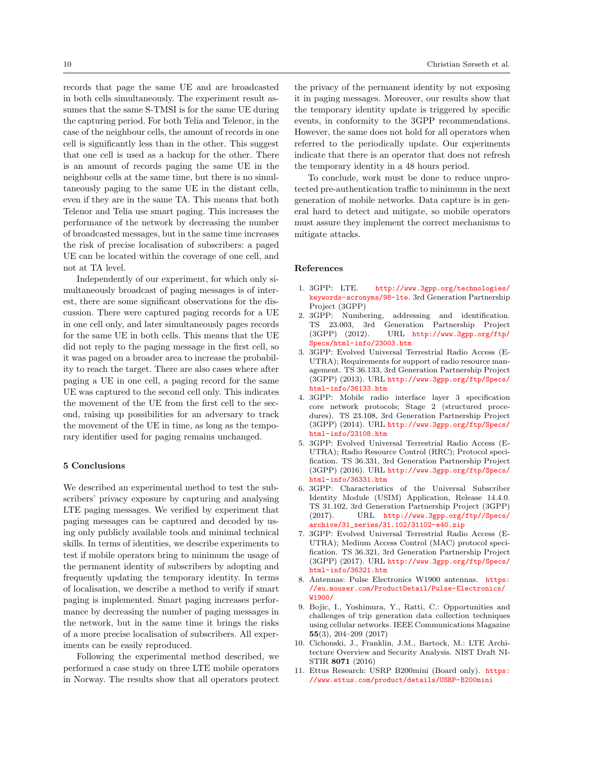records that page the same UE and are broadcasted in both cells simultaneously. The experiment result assumes that the same S-TMSI is for the same UE during the capturing period. For both Telia and Telenor, in the case of the neighbour cells, the amount of records in one cell is significantly less than in the other. This suggest that one cell is used as a backup for the other. There is an amount of records paging the same UE in the neighbour cells at the same time, but there is no simultaneously paging to the same UE in the distant cells, even if they are in the same TA. This means that both Telenor and Telia use smart paging. This increases the performance of the network by decreasing the number of broadcasted messages, but in the same time increases the risk of precise localisation of subscribers: a paged UE can be located within the coverage of one cell, and not at TA level.

Independently of our experiment, for which only simultaneously broadcast of paging messages is of interest, there are some significant observations for the discussion. There were captured paging records for a UE in one cell only, and later simultaneously pages records for the same UE in both cells. This means that the UE did not reply to the paging message in the first cell, so it was paged on a broader area to increase the probability to reach the target. There are also cases where after paging a UE in one cell, a paging record for the same UE was captured to the second cell only. This indicates the movement of the UE from the first cell to the second, raising up possibilities for an adversary to track the movement of the UE in time, as long as the temporary identifier used for paging remains unchanged.

## 5 Conclusions

We described an experimental method to test the subscribers' privacy exposure by capturing and analysing LTE paging messages. We verified by experiment that paging messages can be captured and decoded by using only publicly available tools and minimal technical skills. In terms of identities, we describe experiments to test if mobile operators bring to minimum the usage of the permanent identity of subscribers by adopting and frequently updating the temporary identity. In terms of localisation, we describe a method to verify if smart paging is implemented. Smart paging increases performance by decreasing the number of paging messages in the network, but in the same time it brings the risks of a more precise localisation of subscribers. All experiments can be easily reproduced.

Following the experimental method described, we performed a case study on three LTE mobile operators in Norway. The results show that all operators protect the privacy of the permanent identity by not exposing it in paging messages. Moreover, our results show that the temporary identity update is triggered by specific events, in conformity to the 3GPP recommendations. However, the same does not hold for all operators when referred to the periodically update. Our experiments indicate that there is an operator that does not refresh the temporary identity in a 48 hours period.

To conclude, work must be done to reduce unprotected pre-authentication traffic to minimum in the next generation of mobile networks. Data capture is in general hard to detect and mitigate, so mobile operators must assure they implement the correct mechanisms to mitigate attacks.

## References

1. 3GPP: LTE. http://www.3gpp.org/technologies/keywords-acronyms/98-lte. 3rd Generation Partnership Project (3GPP)
2. 3GPP: Numbering, addressing and identification. TS 23.003, 3rd Generation Partnership Project (3GPP) (2012). URL http://www.3gpp.org/ftp/Specs/html-info/23003.htm
3. 3GPP: Evolved Universal Terrestrial Radio Access (E-UTRA); Requirements for support of radio resource management. TS 36.133, 3rd Generation Partnership Project (3GPP) (2013). URL http://www.3gpp.org/ftp/Specs/html-info/36133.htm
4. 3GPP: Mobile radio interface layer 3 specification core network protocols; Stage 2 (structured procedures). TS 23.108, 3rd Generation Partnership Project (3GPP) (2014). URL http://www.3gpp.org/ftp/Specs/html-info/23108.htm
5. 3GPP: Evolved Universal Terrestrial Radio Access (E-UTRA); Radio Resource Control (RRC); Protocol specification. TS 36.331, 3rd Generation Partnership Project (3GPP) (2016). URL http://www.3gpp.org/ftp/Specs/html-info/36331.htm
6. 3GPP: Characteristics of the Universal Subscriber Identity Module (USIM) Application, Release 14.4.0. TS 31.102, 3rd Generation Partnership Project (3GPP) (2017). URL http://www.3gpp.org/ftp//Specs/archive/31_series/31.102/31102-e40.zip
7. 3GPP: Evolved Universal Terrestrial Radio Access (E-UTRA); Medium Access Control (MAC) protocol specification. TS 36.321, 3rd Generation Partnership Project (3GPP) (2017). URL http://www.3gpp.org/ftp/Specs/html-info/36321.htm
8. Antennas: Pulse Electronics W1900 antennas. https://eu.mouser.com/ProductDetail/Pulse-Electronics/W1900/
9. Bojic, I., Yoshimura, Y., Ratti, C.: Opportunities and challenges of trip generation data collection techniques using cellular networks. IEEE Communications Magazine **55**(3), 204–209 (2017)
10. Cichonski, J., Franklin, J.M., Bartock, M.: LTE Architecture Overview and Security Analysis. NIST Draft NISTIR **8071** (2016)
11. Ettus Research: USRP B200mini (Board only). https://www.ettus.com/product/details/USRP-B200mini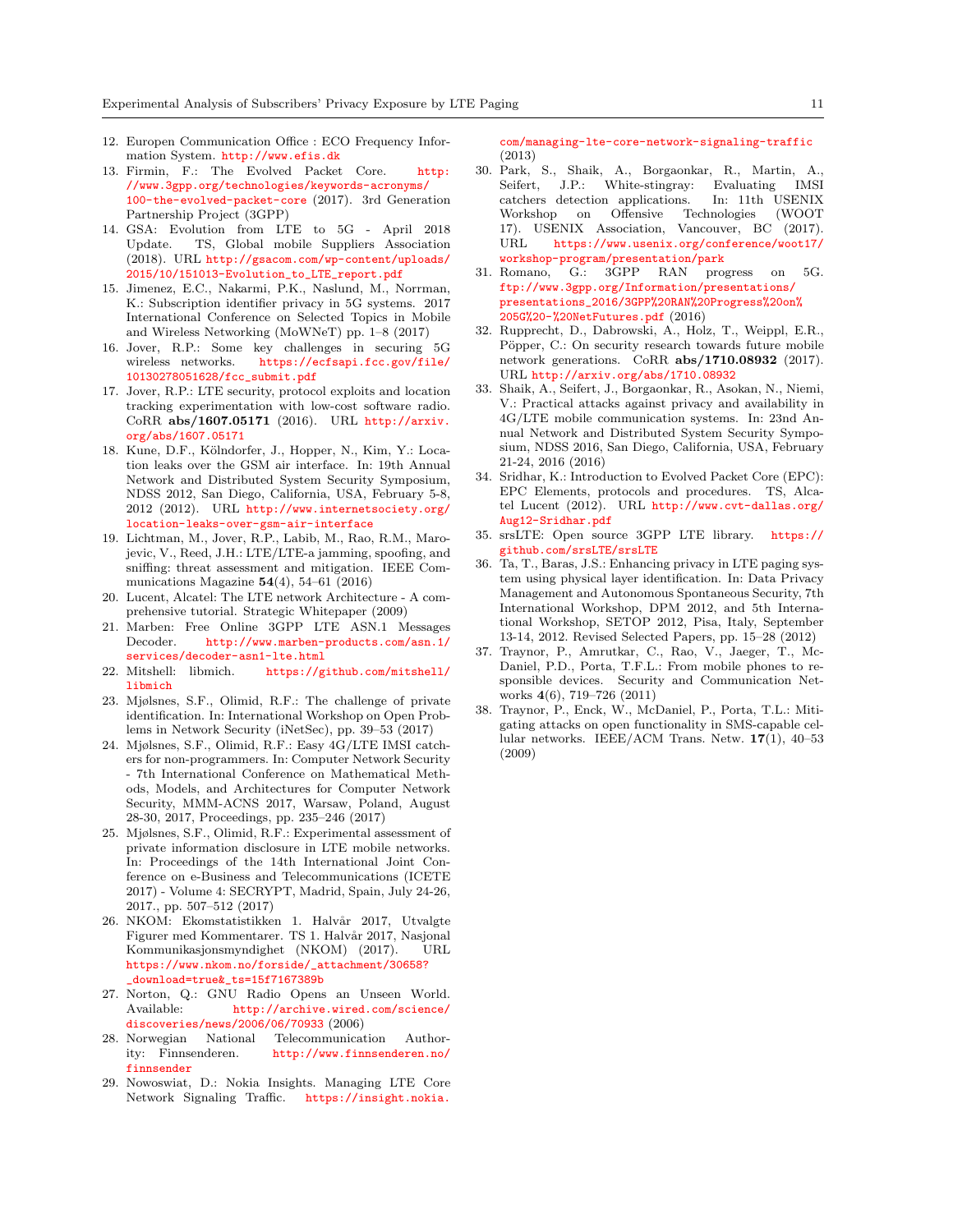12. Europen Communication Office : ECO Frequency Information System. http://www.efis.dk
13. Firmin, F.: The Evolved Packet Core. http://www.3gpp.org/technologies/keywords-acronyms/100-the-evolved-packet-core (2017). 3rd Generation Partnership Project (3GPP)
14. GSA: Evolution from LTE to 5G - April 2018 Update. TS, Global mobile Suppliers Association (2018). URL http://gsacom.com/wp-content/uploads/2015/10/151013-Evolution_to_LTE_report.pdf
15. Jimenez, E.C., Nakarmi, P.K., Naslund, M., Norrman, K.: Subscription identifier privacy in 5G systems. 2017 International Conference on Selected Topics in Mobile and Wireless Networking (MoWNeT) pp. 1–8 (2017)
16. Jover, R.P.: Some key challenges in securing 5G wireless networks. https://ecfsapi.fcc.gov/file/10130278051628/fcc_submit.pdf
17. Jover, R.P.: LTE security, protocol exploits and location tracking experimentation with low-cost software radio. CoRR **abs/1607.05171** (2016). URL http://arxiv.org/abs/1607.05171
18. Kune, D.F., Kölndorfer, J., Hopper, N., Kim, Y.: Location leaks over the GSM air interface. In: 19th Annual Network and Distributed System Security Symposium, NDSS 2012, San Diego, California, USA, February 5-8, 2012 (2012). URL http://www.internetsociety.org/location-leaks-over-gsm-air-interface
19. Lichtman, M., Jover, R.P., Labib, M., Rao, R.M., Marojevic, V., Reed, J.H.: LTE/LTE-a jamming, spoofing, and sniffing: threat assessment and mitigation. IEEE Communications Magazine **54**(4), 54–61 (2016)
20. Lucent, Alcatel: The LTE network Architecture - A comprehensive tutorial. Strategic Whitepaper (2009)
21. Marben: Free Online 3GPP LTE ASN.1 Messages Decoder. http://www.marben-products.com/asn.1/services/decoder-asn1-lte.html
22. Mitshell: libmich. https://github.com/mitshell/libmich
23. Mjølsnes, S.F., Olimid, R.F.: The challenge of private identification. In: International Workshop on Open Problems in Network Security (iNetSec), pp. 39–53 (2017)
24. Mjølsnes, S.F., Olimid, R.F.: Easy 4G/LTE IMSI catchers for non-programmers. In: Computer Network Security - 7th International Conference on Mathematical Methods, Models, and Architectures for Computer Network Security, MMM-ACNS 2017, Warsaw, Poland, August 28-30, 2017, Proceedings, pp. 235–246 (2017)
25. Mjølsnes, S.F., Olimid, R.F.: Experimental assessment of private information disclosure in LTE mobile networks. In: Proceedings of the 14th International Joint Conference on e-Business and Telecommunications (ICETE 2017) - Volume 4: SECRYPT, Madrid, Spain, July 24-26, 2017., pp. 507–512 (2017)
26. NKOM: Ekomstatistikken 1. Halvår 2017, Utvalgte Figurer med Kommentarer. TS 1. Halvår 2017, Nasjonal Kommunikasjonsmyndighet (NKOM) (2017). URL https://www.nkom.no/forside/_attachment/30658?_download=true&_ts=15f7167389b
27. Norton, Q.: GNU Radio Opens an Unseen World. Available: http://archive.wired.com/science/discoveries/news/2006/06/70933 (2006)
28. Norwegian National Telecommunication Authority: Finnsenderen. http://www.finnsenderen.no/finnsender
29. Nowoswiat, D.: Nokia Insights. Managing LTE Core Network Signaling Traffic. https://insight.nokia.com/managing-lte-core-network-signaling-traffic (2013)
30. Park, S., Shaik, A., Borgaonkar, R., Martin, A., Seifert, J.P.: White-stingray: Evaluating IMSI catchers detection applications. In: 11th USENIX Workshop on Offensive Technologies (WOOT 17). USENIX Association, Vancouver, BC (2017). URL https://www.usenix.org/conference/woot17/workshop-program/presentation/park
31. Romano, G.: 3GPP RAN progress on 5G. ftp://www.3gpp.org/Information/presentations/presentations_2016/3GPP%20RAN%20Progress%20on%205G%20-%20NetFutures.pdf (2016)
32. Rupprecht, D., Dabrowski, A., Holz, T., Weippl, E.R., Pöpper, C.: On security research towards future mobile network generations. CoRR **abs/1710.08932** (2017). URL http://arxiv.org/abs/1710.08932
33. Shaik, A., Seifert, J., Borgaonkar, R., Asokan, N., Niemi, V.: Practical attacks against privacy and availability in 4G/LTE mobile communication systems. In: 23nd Annual Network and Distributed System Security Symposium, NDSS 2016, San Diego, California, USA, February 21-24, 2016 (2016)
34. Sridhar, K.: Introduction to Evolved Packet Core (EPC): EPC Elements, protocols and procedures. TS, Alcatel Lucent (2012). URL http://www.cvt-dallas.org/Aug12-Sridhar.pdf
35. srsLTE: Open source 3GPP LTE library. https://github.com/srsLTE/srsLTE
36. Ta, T., Baras, J.S.: Enhancing privacy in LTE paging system using physical layer identification. In: Data Privacy Management and Autonomous Spontaneous Security, 7th International Workshop, DPM 2012, and 5th International Workshop, SETOP 2012, Pisa, Italy, September 13-14, 2012. Revised Selected Papers, pp. 15–28 (2012)
37. Traynor, P., Amrutkar, C., Rao, V., Jaeger, T., McDaniel, P.D., Porta, T.F.L.: From mobile phones to responsible devices. Security and Communication Networks **4**(6), 719–726 (2011)
38. Traynor, P., Enck, W., McDaniel, P., Porta, T.L.: Mitigating attacks on open functionality in SMS-capable cellular networks. IEEE/ACM Trans. Netw. **17**(1), 40–53 (2009)